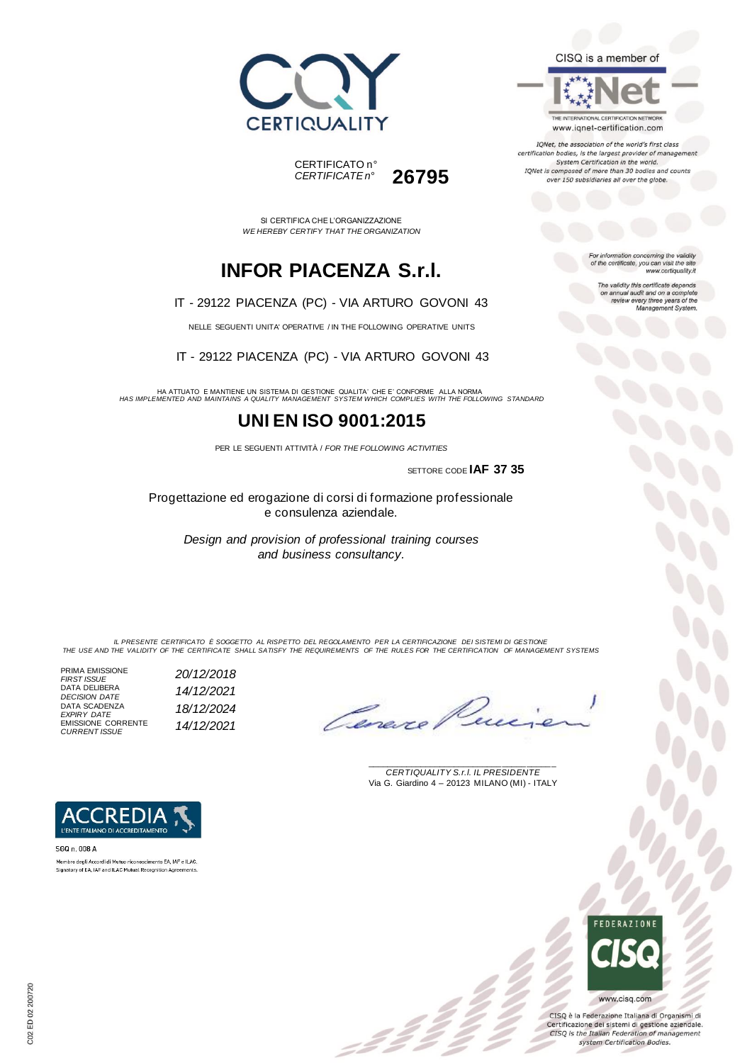CERTIQUALITY

CISQ is a member of

IQNet

THE INTERNATIONAL CERTIFICATION NETWORK
www.iqnet-certification.com

*IQNet, the association of the world's first class certification bodies, is the largest provider of management System Certification in the world. IQNet is composed of more than 30 bodies and counts over 150 subsidiaries all over the globe.*

CERTIFICATO n°
*CERTIFICATE n°* **26795**

SI CERTIFICA CHE L'ORGANIZZAZIONE
*WE HEREBY CERTIFY THAT THE ORGANIZATION*

# INFOR PIACENZA S.r.l.

IT - 29122 PIACENZA (PC) - VIA ARTURO GOVONI 43

NELLE SEGUENTI UNITA' OPERATIVE / IN THE FOLLOWING OPERATIVE UNITS

IT - 29122 PIACENZA (PC) - VIA ARTURO GOVONI 43

HA ATTUATO E MANTIENE UN SISTEMA DI GESTIONE QUALITA' CHE E' CONFORME ALLA NORMA
*HAS IMPLEMENTED AND MAINTAINS A QUALITY MANAGEMENT SYSTEM WHICH COMPLIES WITH THE FOLLOWING STANDARD*

## UNI EN ISO 9001:2015

PER LE SEGUENTI ATTIVITÀ / *FOR THE FOLLOWING ACTIVITIES*

SETTORE CODE **IAF 37 35**

Progettazione ed erogazione di corsi di formazione professionale e consulenza aziendale.

*Design and provision of professional training courses and business consultancy.*

*For information concerning the validity of the certificate, you can visit the site www.certiquality.it*

*The validity this certificate depends on annual audit and on a complete review every three years of the Management System.*

*IL PRESENTE CERTIFICATO È SOGGETTO AL RISPETTO DEL REGOLAMENTO PER LA CERTIFICAZIONE DEI SISTEMI DI GESTIONE*
*THE USE AND THE VALIDITY OF THE CERTIFICATE SHALL SATISFY THE REQUIREMENTS OF THE RULES FOR THE CERTIFICATION OF MANAGEMENT SYSTEMS*

| | |
|---|---|
| PRIMA EMISSIONE *FIRST ISSUE* | *20/12/2018* |
| DATA DELIBERA *DECISION DATE* | *14/12/2021* |
| DATA SCADENZA *EXPIRY DATE* | *18/12/2024* |
| EMISSIONE CORRENTE *CURRENT ISSUE* | *14/12/2021* |

*CERTIQUALITY S.r.l. IL PRESIDENTE*
Via G. Giardino 4 – 20123 MILANO (MI) - ITALY

ACCREDIA
L'ENTE ITALIANO DI ACCREDITAMENTO

SGQ n. 008 A

Membro degli Accordi di Mutuo riconoscimento EA, IAF e ILAC
Signatory of EA, IAF and ILAC Mutual Recognition Agreements

FEDERAZIONE CISQ

www.cisq.com

CISQ è la Federazione Italiana di Organismi di Certificazione dei sistemi di gestione aziendale.
*CISQ is the Italian Federation of management system Certification Bodies.*

C02 ED 02 200720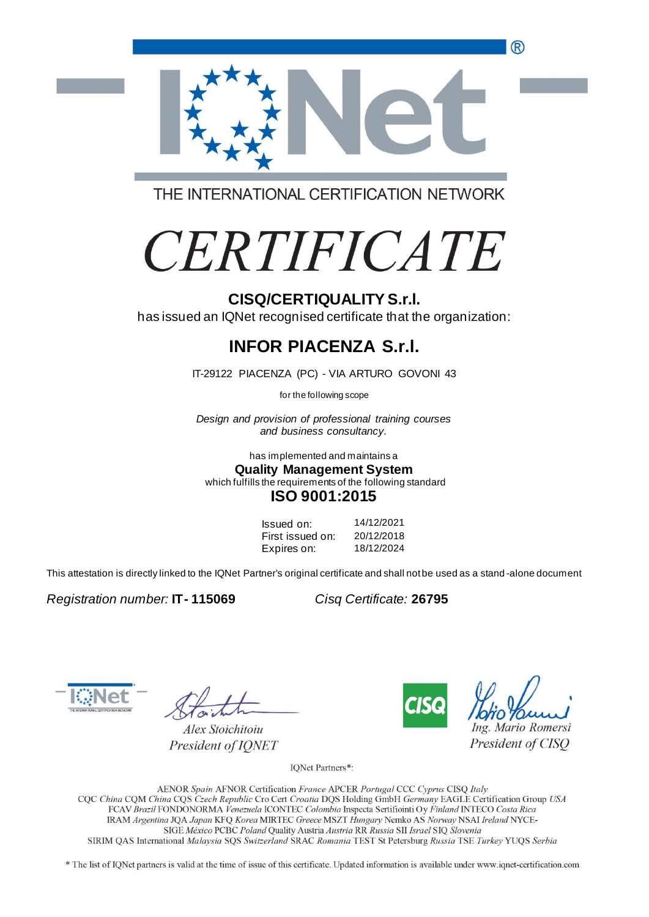THE INTERNATIONAL CERTIFICATION NETWORK

# CERTIFICATE

**CISQ/CERTIQUALITY S.r.l.**

has issued an IQNet recognised certificate that the organization:

## INFOR PIACENZA S.r.l.

IT-29122 PIACENZA (PC) - VIA ARTURO GOVONI 43

for the following scope

*Design and provision of professional training courses and business consultancy.*

has implemented and maintains a

**Quality Management System**

which fulfills the requirements of the following standard

**ISO 9001:2015**

| | |
|---|---|
| Issued on: | 14/12/2021 |
| First issued on: | 20/12/2018 |
| Expires on: | 18/12/2024 |

This attestation is directly linked to the IQNet Partner's original certificate and shall not be used as a stand-alone document

*Registration number:* **IT- 115069** *Cisq Certificate:* **26795**

*Alex Stoichitoiu*
*President of IQNET*

*Ing. Mario Romersi*
*President of CISQ*

IQNet Partners*:

AENOR *Spain* AFNOR Certification *France* APCER *Portugal* CCC *Cyprus* CISQ *Italy*
CQC *China* CQM *China* CQS *Czech Republic* Cro Cert *Croatia* DQS Holding GmbH *Germany* EAGLE Certification Group *USA*
FCAV *Brazil* FONDONORMA *Venezuela* ICONTEC *Colombia* Inspecta Sertifiointi Oy *Finland* INTECO *Costa Rica*
IRAM *Argentina* JQA *Japan* KFQ *Korea* MIRTEC *Greece* MSZT *Hungary* Nemko AS *Norway* NSAI *Ireland* NYCE-SIGE *México* PCBC *Poland* Quality Austria *Austria* RR *Russia* SII *Israel* SIQ *Slovenia*
SIRIM QAS International *Malaysia* SQS *Switzerland* SRAC *Romania* TEST St Petersburg *Russia* TSE *Turkey* YUQS *Serbia*

* The list of IQNet partners is valid at the time of issue of this certificate. Updated information is available under www.iqnet-certification.com